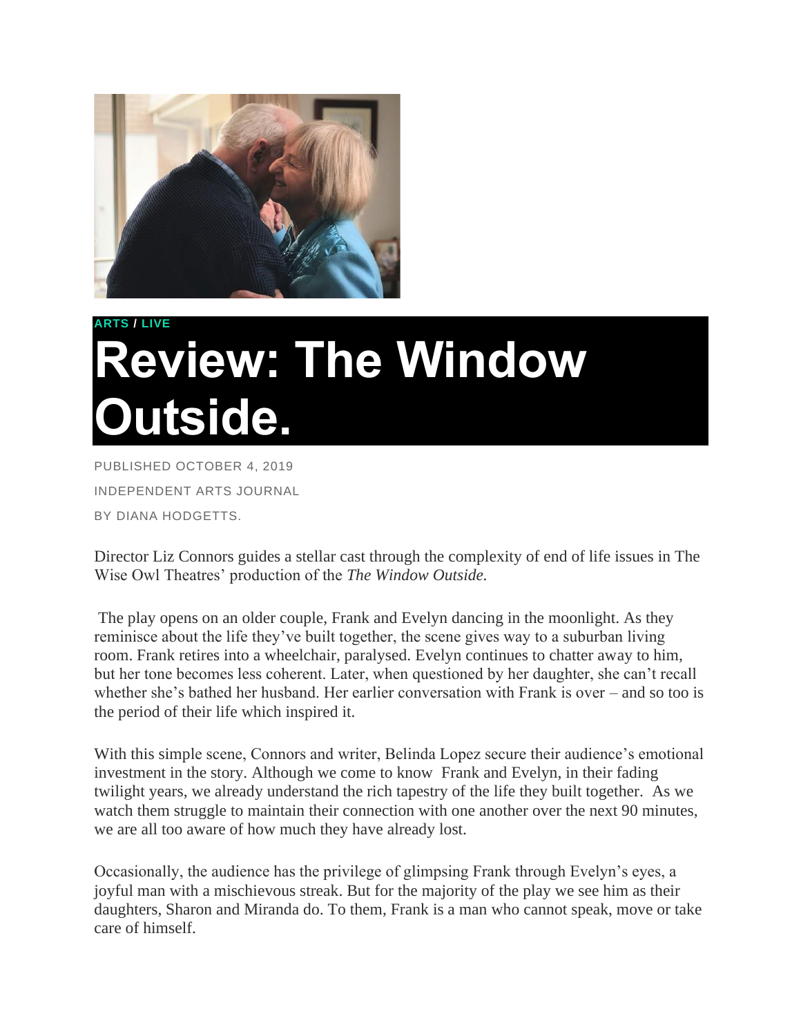ARTS / LIVE

# Review: The Window Outside.

PUBLISHED OCTOBER 4, 2019

INDEPENDENT ARTS JOURNAL

BY DIANA HODGETTS.

Director Liz Connors guides a stellar cast through the complexity of end of life issues in The Wise Owl Theatres' production of the *The Window Outside.*

The play opens on an older couple, Frank and Evelyn dancing in the moonlight. As they reminisce about the life they've built together, the scene gives way to a suburban living room. Frank retires into a wheelchair, paralysed. Evelyn continues to chatter away to him, but her tone becomes less coherent. Later, when questioned by her daughter, she can't recall whether she's bathed her husband. Her earlier conversation with Frank is over – and so too is the period of their life which inspired it.

With this simple scene, Connors and writer, Belinda Lopez secure their audience's emotional investment in the story. Although we come to know Frank and Evelyn, in their fading twilight years, we already understand the rich tapestry of the life they built together. As we watch them struggle to maintain their connection with one another over the next 90 minutes, we are all too aware of how much they have already lost.

Occasionally, the audience has the privilege of glimpsing Frank through Evelyn's eyes, a joyful man with a mischievous streak. But for the majority of the play we see him as their daughters, Sharon and Miranda do. To them, Frank is a man who cannot speak, move or take care of himself.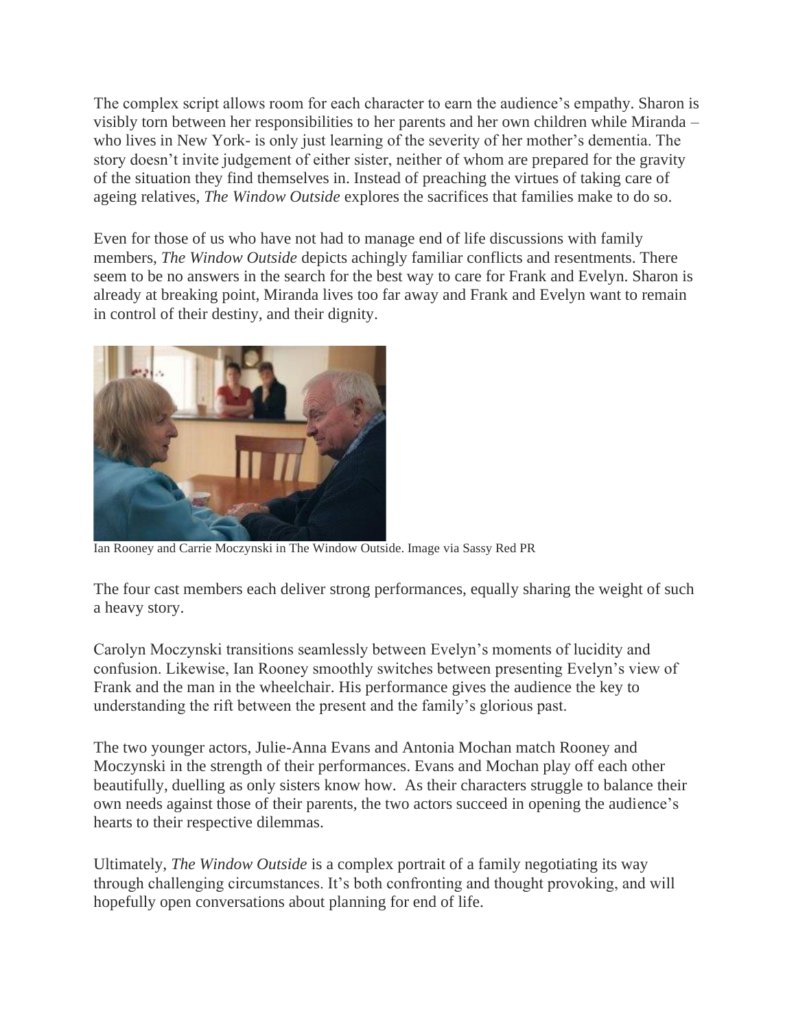The complex script allows room for each character to earn the audience's empathy. Sharon is visibly torn between her responsibilities to her parents and her own children while Miranda – who lives in New York- is only just learning of the severity of her mother's dementia. The story doesn't invite judgement of either sister, neither of whom are prepared for the gravity of the situation they find themselves in. Instead of preaching the virtues of taking care of ageing relatives, *The Window Outside* explores the sacrifices that families make to do so.

Even for those of us who have not had to manage end of life discussions with family members, *The Window Outside* depicts achingly familiar conflicts and resentments. There seem to be no answers in the search for the best way to care for Frank and Evelyn. Sharon is already at breaking point, Miranda lives too far away and Frank and Evelyn want to remain in control of their destiny, and their dignity.

Ian Rooney and Carrie Moczynski in The Window Outside. Image via Sassy Red PR

The four cast members each deliver strong performances, equally sharing the weight of such a heavy story.

Carolyn Moczynski transitions seamlessly between Evelyn's moments of lucidity and confusion. Likewise, Ian Rooney smoothly switches between presenting Evelyn's view of Frank and the man in the wheelchair. His performance gives the audience the key to understanding the rift between the present and the family's glorious past.

The two younger actors, Julie-Anna Evans and Antonia Mochan match Rooney and Moczynski in the strength of their performances. Evans and Mochan play off each other beautifully, duelling as only sisters know how. As their characters struggle to balance their own needs against those of their parents, the two actors succeed in opening the audience's hearts to their respective dilemmas.

Ultimately, *The Window Outside* is a complex portrait of a family negotiating its way through challenging circumstances. It's both confronting and thought provoking, and will hopefully open conversations about planning for end of life.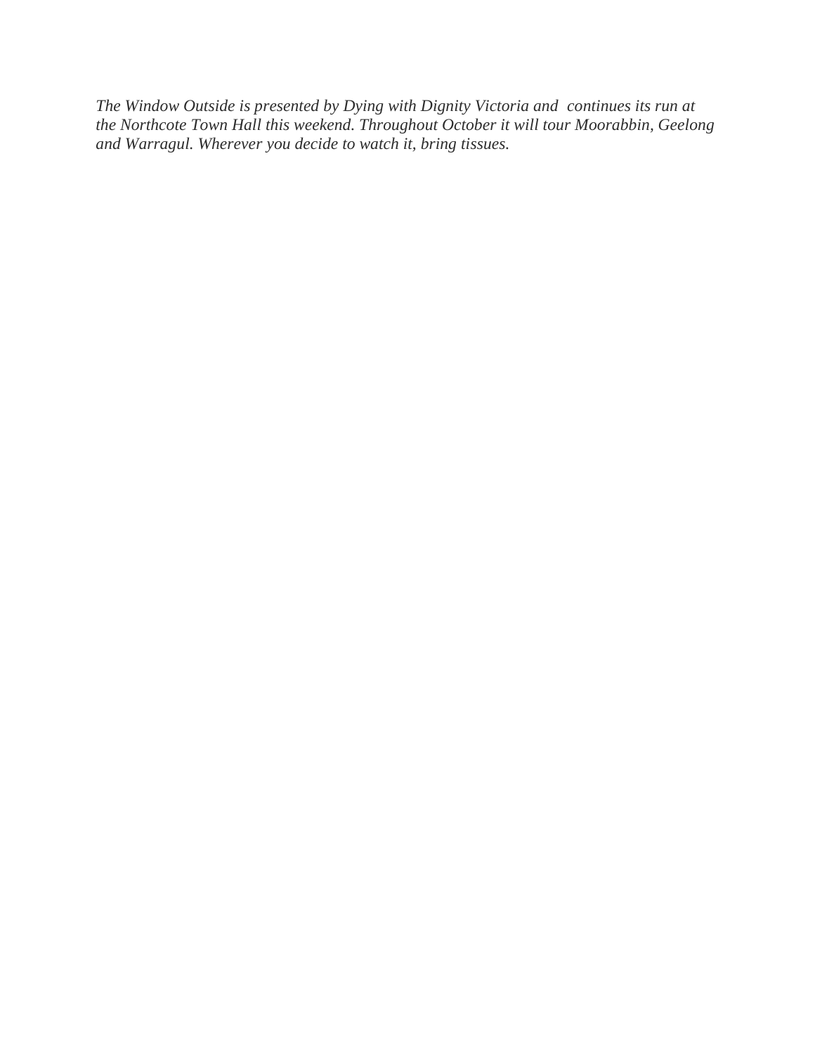*The Window Outside is presented by Dying with Dignity Victoria and continues its run at the Northcote Town Hall this weekend. Throughout October it will tour Moorabbin, Geelong and Warragul. Wherever you decide to watch it, bring tissues.*